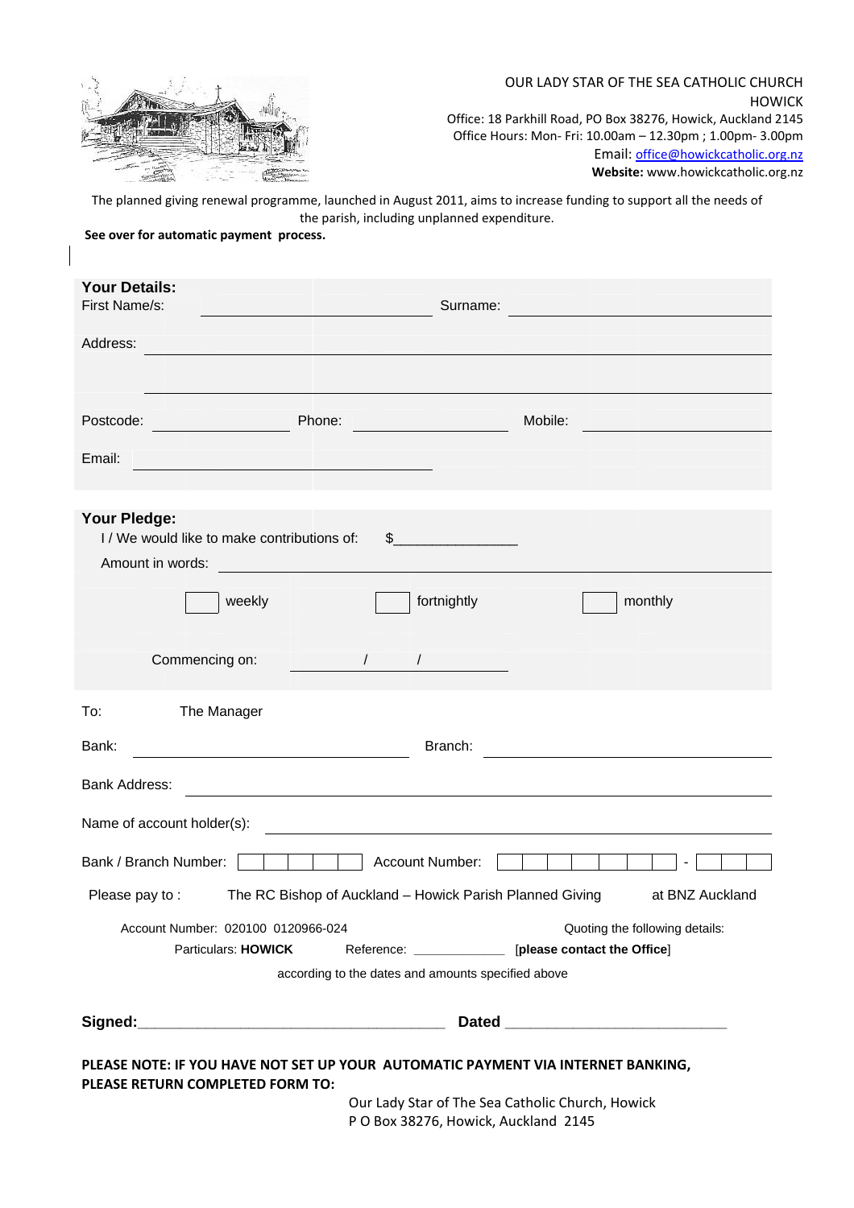OUR LADY STAR OF THE SEA CATHOLIC CHURCH
HOWICK

Office: 18 Parkhill Road, PO Box 38276, Howick, Auckland 2145
Office Hours: Mon- Fri: 10.00am – 12.30pm ; 1.00pm- 3.00pm
Email: office@howickcatholic.org.nz
**Website:** www.howickcatholic.org.nz

The planned giving renewal programme, launched in August 2011, aims to increase funding to support all the needs of the parish, including unplanned expenditure.

**See over for automatic payment process.**

## Your Details:

First Name/s: ____________________ Surname: ____________________

Address: ________________________________________

________________________________________

Postcode: ____________ Phone: ____________ Mobile: ____________

Email: ____________________

## Your Pledge:

I / We would like to make contributions of: $_______________

Amount in words: ________________________________________

☐ weekly ☐ fortnightly ☐ monthly

Commencing on: ____ / ____ / ____

To: The Manager

Bank: ____________________ Branch: ____________________

Bank Address: ________________________________________

Name of account holder(s): ________________________________________

Bank / Branch Number: ☐☐☐☐☐ Account Number: ☐☐☐☐☐☐☐☐ - ☐☐☐

Please pay to : The RC Bishop of Auckland – Howick Parish Planned Giving at BNZ Auckland

Account Number: 020100 0120966-024 Quoting the following details:

Particulars: **HOWICK** Reference: ____________ [**please contact the Office**]

according to the dates and amounts specified above

**Signed:**_____________________________________ **Dated** ___________________________

**PLEASE NOTE: IF YOU HAVE NOT SET UP YOUR AUTOMATIC PAYMENT VIA INTERNET BANKING, PLEASE RETURN COMPLETED FORM TO:**

Our Lady Star of The Sea Catholic Church, Howick
P O Box 38276, Howick, Auckland 2145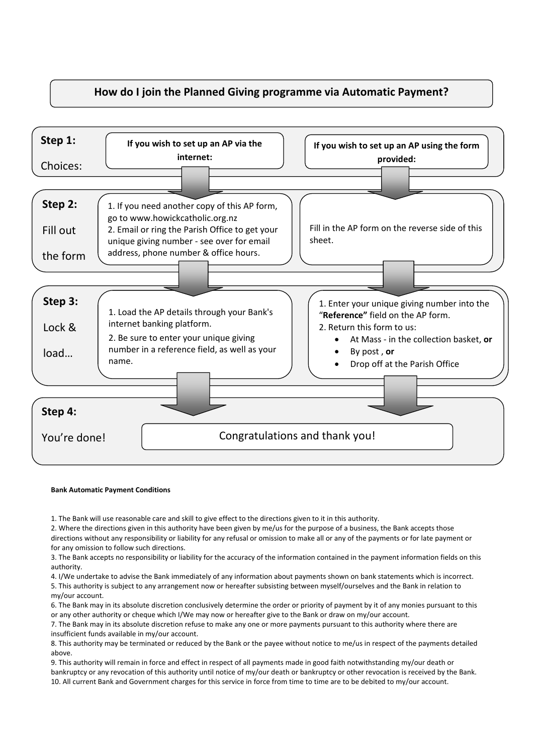## How do I join the Planned Giving programme via Automatic Payment?

### Step 1: Choices:

**If you wish to set up an AP via the internet:**

**If you wish to set up an AP using the form provided:**

### Step 2: Fill out the form

**Via the internet:**

1. If you need another copy of this AP form, go to www.howickcatholic.org.nz
2. Email or ring the Parish Office to get your unique giving number - see over for email address, phone number & office hours.

**Using the form provided:**

Fill in the AP form on the reverse side of this sheet.

### Step 3: Lock & load…

**Via the internet:**

1. Load the AP details through your Bank's internet banking platform.
2. Be sure to enter your unique giving number in a reference field, as well as your name.

**Using the form provided:**

1. Enter your unique giving number into the "**Reference"** field on the AP form.
2. Return this form to us:
   - At Mass - in the collection basket, **or**
   - By post , **or**
   - Drop off at the Parish Office

### Step 4: You're done!

Congratulations and thank you!

**Bank Automatic Payment Conditions**

1. The Bank will use reasonable care and skill to give effect to the directions given to it in this authority.
2. Where the directions given in this authority have been given by me/us for the purpose of a business, the Bank accepts those directions without any responsibility or liability for any refusal or omission to make all or any of the payments or for late payment or for any omission to follow such directions.
3. The Bank accepts no responsibility or liability for the accuracy of the information contained in the payment information fields on this authority.
4. I/We undertake to advise the Bank immediately of any information about payments shown on bank statements which is incorrect.
5. This authority is subject to any arrangement now or hereafter subsisting between myself/ourselves and the Bank in relation to my/our account.
6. The Bank may in its absolute discretion conclusively determine the order or priority of payment by it of any monies pursuant to this or any other authority or cheque which I/We may now or hereafter give to the Bank or draw on my/our account.
7. The Bank may in its absolute discretion refuse to make any one or more payments pursuant to this authority where there are insufficient funds available in my/our account.
8. This authority may be terminated or reduced by the Bank or the payee without notice to me/us in respect of the payments detailed above.
9. This authority will remain in force and effect in respect of all payments made in good faith notwithstanding my/our death or bankruptcy or any revocation of this authority until notice of my/our death or bankruptcy or other revocation is received by the Bank.
10. All current Bank and Government charges for this service in force from time to time are to be debited to my/our account.